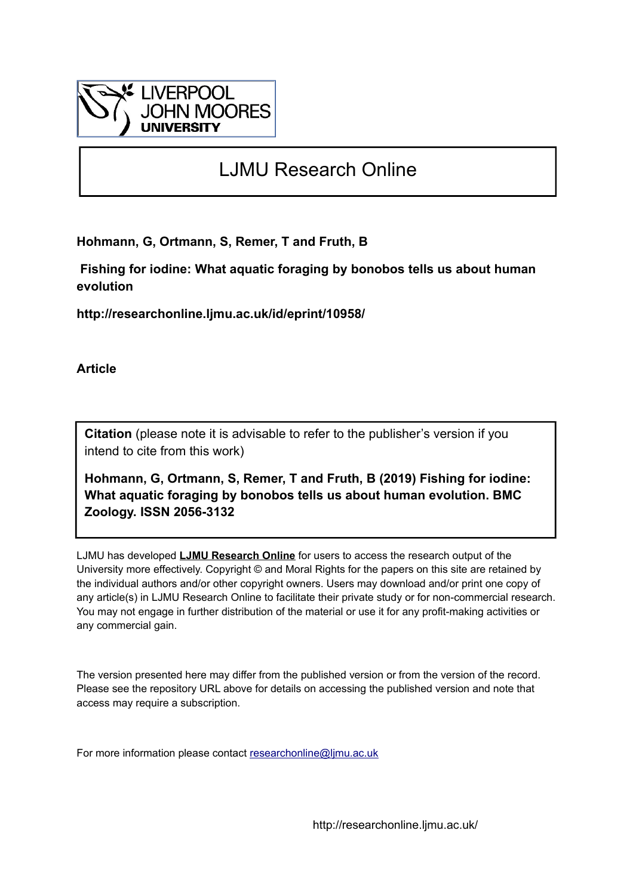LIVERPOOL JOHN MOORES UNIVERSITY

# LJMU Research Online

**Hohmann, G, Ortmann, S, Remer, T and Fruth, B**

**Fishing for iodine: What aquatic foraging by bonobos tells us about human evolution**

**http://researchonline.ljmu.ac.uk/id/eprint/10958/**

**Article**

**Citation** (please note it is advisable to refer to the publisher's version if you intend to cite from this work)

**Hohmann, G, Ortmann, S, Remer, T and Fruth, B (2019) Fishing for iodine: What aquatic foraging by bonobos tells us about human evolution. BMC Zoology. ISSN 2056-3132**

LJMU has developed **LJMU Research Online** for users to access the research output of the University more effectively. Copyright © and Moral Rights for the papers on this site are retained by the individual authors and/or other copyright owners. Users may download and/or print one copy of any article(s) in LJMU Research Online to facilitate their private study or for non-commercial research. You may not engage in further distribution of the material or use it for any profit-making activities or any commercial gain.

The version presented here may differ from the published version or from the version of the record. Please see the repository URL above for details on accessing the published version and note that access may require a subscription.

For more information please contact researchonline@ljmu.ac.uk

http://researchonline.ljmu.ac.uk/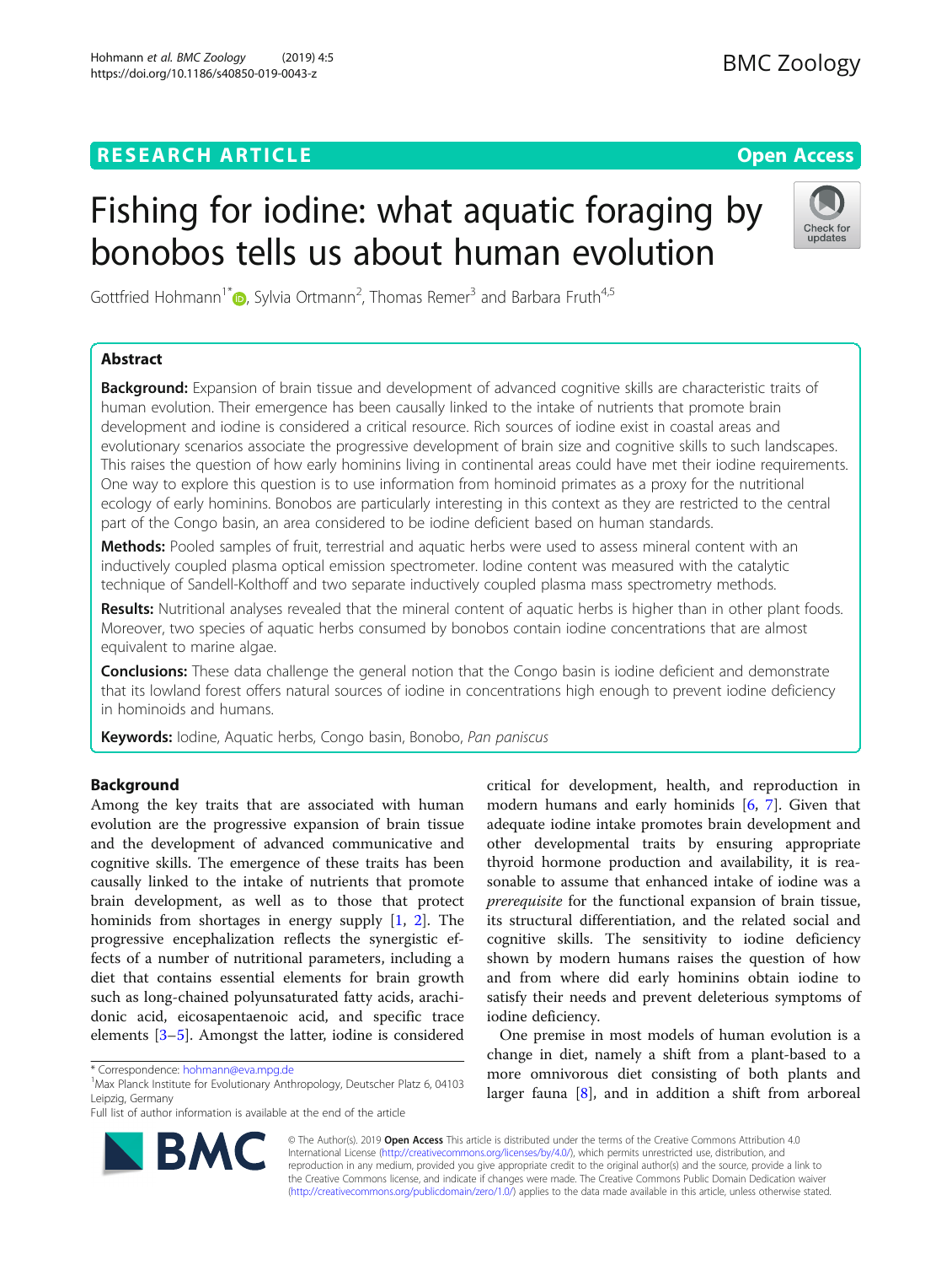# Fishing for iodine: what aquatic foraging by bonobos tells us about human evolution

Gottfried Hohmann[1*], Sylvia Ortmann[2], Thomas Remer[3] and Barbara Fruth[4,5]

## Abstract

**Background:** Expansion of brain tissue and development of advanced cognitive skills are characteristic traits of human evolution. Their emergence has been causally linked to the intake of nutrients that promote brain development and iodine is considered a critical resource. Rich sources of iodine exist in coastal areas and evolutionary scenarios associate the progressive development of brain size and cognitive skills to such landscapes. This raises the question of how early hominins living in continental areas could have met their iodine requirements. One way to explore this question is to use information from hominoid primates as a proxy for the nutritional ecology of early hominins. Bonobos are particularly interesting in this context as they are restricted to the central part of the Congo basin, an area considered to be iodine deficient based on human standards.

**Methods:** Pooled samples of fruit, terrestrial and aquatic herbs were used to assess mineral content with an inductively coupled plasma optical emission spectrometer. Iodine content was measured with the catalytic technique of Sandell-Kolthoff and two separate inductively coupled plasma mass spectrometry methods.

**Results:** Nutritional analyses revealed that the mineral content of aquatic herbs is higher than in other plant foods. Moreover, two species of aquatic herbs consumed by bonobos contain iodine concentrations that are almost equivalent to marine algae.

**Conclusions:** These data challenge the general notion that the Congo basin is iodine deficient and demonstrate that its lowland forest offers natural sources of iodine in concentrations high enough to prevent iodine deficiency in hominoids and humans.

**Keywords:** Iodine, Aquatic herbs, Congo basin, Bonobo, *Pan paniscus*

## Background

Among the key traits that are associated with human evolution are the progressive expansion of brain tissue and the development of advanced communicative and cognitive skills. The emergence of these traits has been causally linked to the intake of nutrients that promote brain development, as well as to those that protect hominids from shortages in energy supply [1, 2]. The progressive encephalization reflects the synergistic effects of a number of nutritional parameters, including a diet that contains essential elements for brain growth such as long-chained polyunsaturated fatty acids, arachidonic acid, eicosapentaenoic acid, and specific trace elements [3–5]. Amongst the latter, iodine is considered critical for development, health, and reproduction in modern humans and early hominids [6, 7]. Given that adequate iodine intake promotes brain development and other developmental traits by ensuring appropriate thyroid hormone production and availability, it is reasonable to assume that enhanced intake of iodine was a *prerequisite* for the functional expansion of brain tissue, its structural differentiation, and the related social and cognitive skills. The sensitivity to iodine deficiency shown by modern humans raises the question of how and from where did early hominins obtain iodine to satisfy their needs and prevent deleterious symptoms of iodine deficiency.

One premise in most models of human evolution is a change in diet, namely a shift from a plant-based to a more omnivorous diet consisting of both plants and larger fauna [8], and in addition a shift from arboreal

\* Correspondence: hohmann@eva.mpg.de
[1]Max Planck Institute for Evolutionary Anthropology, Deutscher Platz 6, 04103 Leipzig, Germany
Full list of author information is available at the end of the article

© The Author(s). 2019 **Open Access** This article is distributed under the terms of the Creative Commons Attribution 4.0 International License (http://creativecommons.org/licenses/by/4.0/), which permits unrestricted use, distribution, and reproduction in any medium, provided you give appropriate credit to the original author(s) and the source, provide a link to the Creative Commons license, and indicate if changes were made. The Creative Commons Public Domain Dedication waiver (http://creativecommons.org/publicdomain/zero/1.0/) applies to the data made available in this article, unless otherwise stated.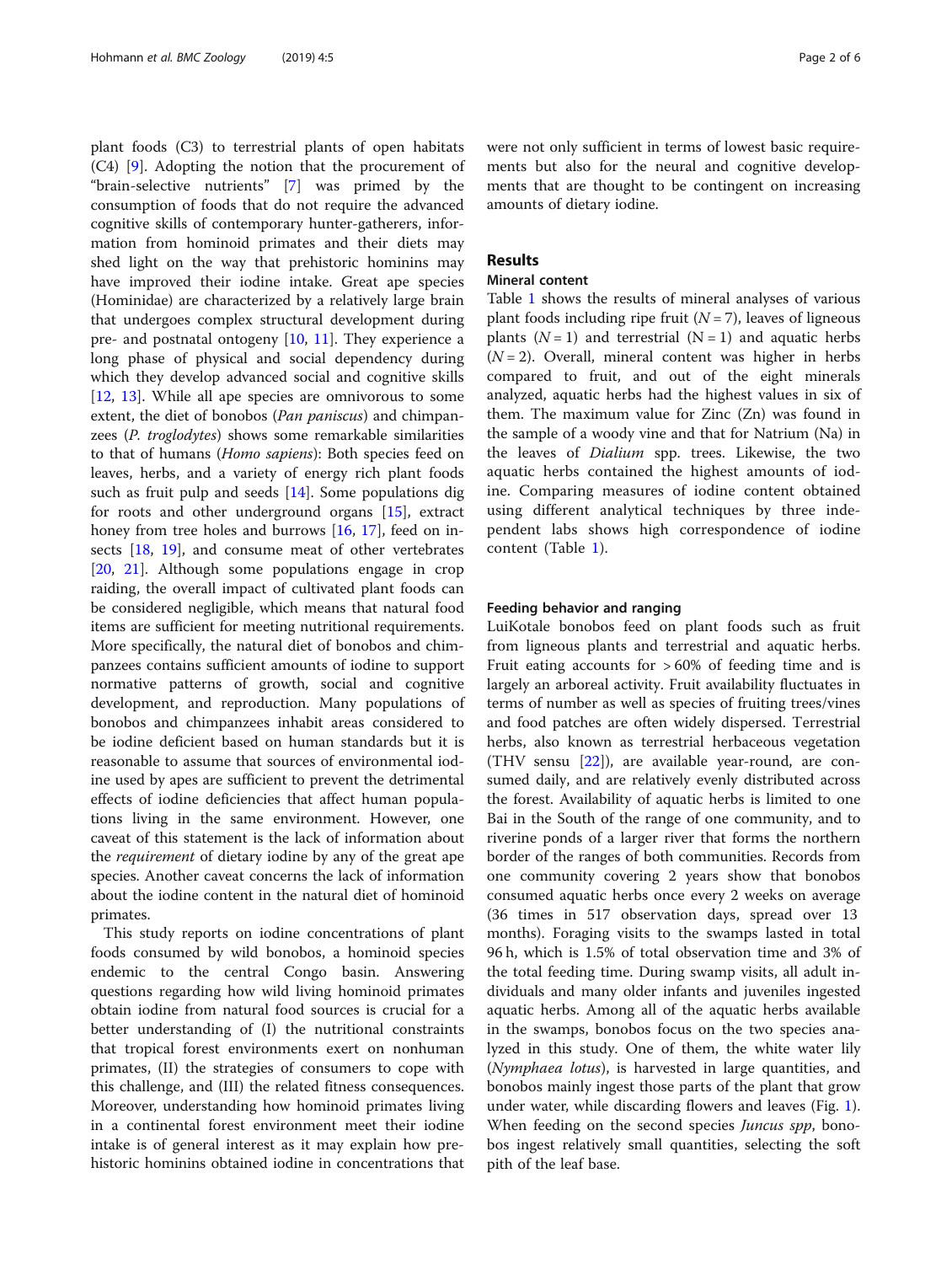plant foods (C3) to terrestrial plants of open habitats (C4) [9]. Adopting the notion that the procurement of "brain-selective nutrients" [7] was primed by the consumption of foods that do not require the advanced cognitive skills of contemporary hunter-gatherers, information from hominoid primates and their diets may shed light on the way that prehistoric hominins may have improved their iodine intake. Great ape species (Hominidae) are characterized by a relatively large brain that undergoes complex structural development during pre- and postnatal ontogeny [10, 11]. They experience a long phase of physical and social dependency during which they develop advanced social and cognitive skills [12, 13]. While all ape species are omnivorous to some extent, the diet of bonobos (*Pan paniscus*) and chimpanzees (*P. troglodytes*) shows some remarkable similarities to that of humans (*Homo sapiens*): Both species feed on leaves, herbs, and a variety of energy rich plant foods such as fruit pulp and seeds [14]. Some populations dig for roots and other underground organs [15], extract honey from tree holes and burrows [16, 17], feed on insects [18, 19], and consume meat of other vertebrates [20, 21]. Although some populations engage in crop raiding, the overall impact of cultivated plant foods can be considered negligible, which means that natural food items are sufficient for meeting nutritional requirements. More specifically, the natural diet of bonobos and chimpanzees contains sufficient amounts of iodine to support normative patterns of growth, social and cognitive development, and reproduction. Many populations of bonobos and chimpanzees inhabit areas considered to be iodine deficient based on human standards but it is reasonable to assume that sources of environmental iodine used by apes are sufficient to prevent the detrimental effects of iodine deficiencies that affect human populations living in the same environment. However, one caveat of this statement is the lack of information about the *requirement* of dietary iodine by any of the great ape species. Another caveat concerns the lack of information about the iodine content in the natural diet of hominoid primates.

This study reports on iodine concentrations of plant foods consumed by wild bonobos, a hominoid species endemic to the central Congo basin. Answering questions regarding how wild living hominoid primates obtain iodine from natural food sources is crucial for a better understanding of (I) the nutritional constraints that tropical forest environments exert on nonhuman primates, (II) the strategies of consumers to cope with this challenge, and (III) the related fitness consequences. Moreover, understanding how hominoid primates living in a continental forest environment meet their iodine intake is of general interest as it may explain how prehistoric hominins obtained iodine in concentrations that were not only sufficient in terms of lowest basic requirements but also for the neural and cognitive developments that are thought to be contingent on increasing amounts of dietary iodine.

## Results

### Mineral content

Table 1 shows the results of mineral analyses of various plant foods including ripe fruit ($N = 7$), leaves of ligneous plants ($N = 1$) and terrestrial (N = 1) and aquatic herbs ($N = 2$). Overall, mineral content was higher in herbs compared to fruit, and out of the eight minerals analyzed, aquatic herbs had the highest values in six of them. The maximum value for Zinc (Zn) was found in the sample of a woody vine and that for Natrium (Na) in the leaves of *Dialium* spp. trees. Likewise, the two aquatic herbs contained the highest amounts of iodine. Comparing measures of iodine content obtained using different analytical techniques by three independent labs shows high correspondence of iodine content (Table 1).

### Feeding behavior and ranging

LuiKotale bonobos feed on plant foods such as fruit from ligneous plants and terrestrial and aquatic herbs. Fruit eating accounts for > 60% of feeding time and is largely an arboreal activity. Fruit availability fluctuates in terms of number as well as species of fruiting trees/vines and food patches are often widely dispersed. Terrestrial herbs, also known as terrestrial herbaceous vegetation (THV sensu [22]), are available year-round, are consumed daily, and are relatively evenly distributed across the forest. Availability of aquatic herbs is limited to one Bai in the South of the range of one community, and to riverine ponds of a larger river that forms the northern border of the ranges of both communities. Records from one community covering 2 years show that bonobos consumed aquatic herbs once every 2 weeks on average (36 times in 517 observation days, spread over 13 months). Foraging visits to the swamps lasted in total 96 h, which is 1.5% of total observation time and 3% of the total feeding time. During swamp visits, all adult individuals and many older infants and juveniles ingested aquatic herbs. Among all of the aquatic herbs available in the swamps, bonobos focus on the two species analyzed in this study. One of them, the white water lily (*Nymphaea lotus*), is harvested in large quantities, and bonobos mainly ingest those parts of the plant that grow under water, while discarding flowers and leaves (Fig. 1). When feeding on the second species *Juncus spp*, bonobos ingest relatively small quantities, selecting the soft pith of the leaf base.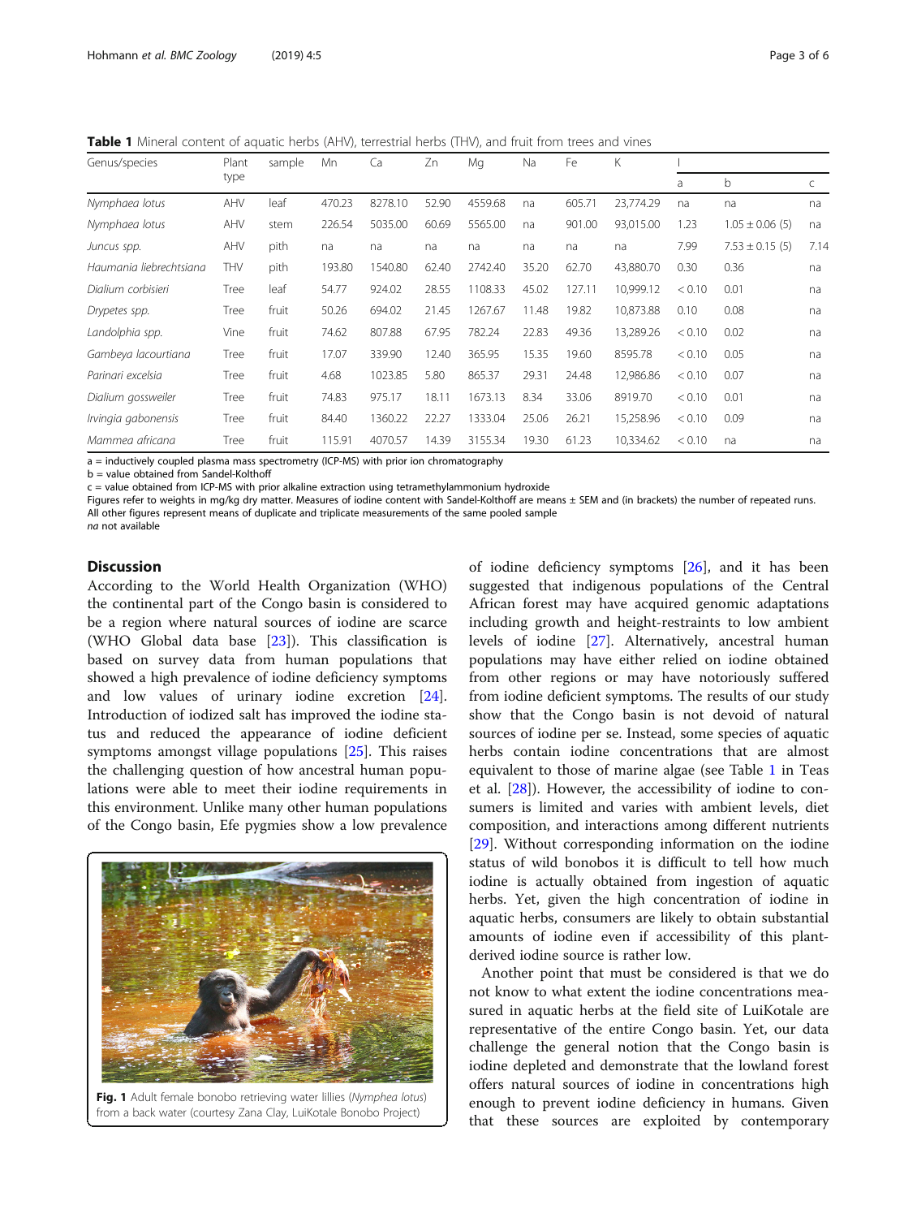**Table 1** Mineral content of aquatic herbs (AHV), terrestrial herbs (THV), and fruit from trees and vines

| Genus/species | Plant type | sample | Mn | Ca | Zn | Mg | Na | Fe | K | I | | |
|---|---|---|---|---|---|---|---|---|---|---|---|---|
| | | | | | | | | | | a | b | c |
| *Nymphaea lotus* | AHV | leaf | 470.23 | 8278.10 | 52.90 | 4559.68 | na | 605.71 | 23,774.29 | na | na | na |
| *Nymphaea lotus* | AHV | stem | 226.54 | 5035.00 | 60.69 | 5565.00 | na | 901.00 | 93,015.00 | 1.23 | 1.05 ± 0.06 (5) | na |
| *Juncus spp.* | AHV | pith | na | na | na | na | na | na | na | 7.99 | 7.53 ± 0.15 (5) | 7.14 |
| *Haumania liebrechtsiana* | THV | pith | 193.80 | 1540.80 | 62.40 | 2742.40 | 35.20 | 62.70 | 43,880.70 | 0.30 | 0.36 | na |
| *Dialium corbisieri* | Tree | leaf | 54.77 | 924.02 | 28.55 | 1108.33 | 45.02 | 127.11 | 10,999.12 | < 0.10 | 0.01 | na |
| *Drypetes spp.* | Tree | fruit | 50.26 | 694.02 | 21.45 | 1267.67 | 11.48 | 19.82 | 10,873.88 | 0.10 | 0.08 | na |
| *Landolphia spp.* | Vine | fruit | 74.62 | 807.88 | 67.95 | 782.24 | 22.83 | 49.36 | 13,289.26 | < 0.10 | 0.02 | na |
| *Gambeya lacourtiana* | Tree | fruit | 17.07 | 339.90 | 12.40 | 365.95 | 15.35 | 19.60 | 8595.78 | < 0.10 | 0.05 | na |
| *Parinari excelsia* | Tree | fruit | 4.68 | 1023.85 | 5.80 | 865.37 | 29.31 | 24.48 | 12,986.86 | < 0.10 | 0.07 | na |
| *Dialium gossweiler* | Tree | fruit | 74.83 | 975.17 | 18.11 | 1673.13 | 8.34 | 33.06 | 8919.70 | < 0.10 | 0.01 | na |
| *Irvingia gabonensis* | Tree | fruit | 84.40 | 1360.22 | 22.27 | 1333.04 | 25.06 | 26.21 | 15,258.96 | < 0.10 | 0.09 | na |
| *Mammea africana* | Tree | fruit | 115.91 | 4070.57 | 14.39 | 3155.34 | 19.30 | 61.23 | 10,334.62 | < 0.10 | na | na |

a = inductively coupled plasma mass spectrometry (ICP-MS) with prior ion chromatography
b = value obtained from Sandel-Kolthoff
c = value obtained from ICP-MS with prior alkaline extraction using tetramethylammonium hydroxide
Figures refer to weights in mg/kg dry matter. Measures of iodine content with Sandel-Kolthoff are means ± SEM and (in brackets) the number of repeated runs. All other figures represent means of duplicate and triplicate measurements of the same pooled sample
*na* not available

## Discussion

According to the World Health Organization (WHO) the continental part of the Congo basin is considered to be a region where natural sources of iodine are scarce (WHO Global data base [23]). This classification is based on survey data from human populations that showed a high prevalence of iodine deficiency symptoms and low values of urinary iodine excretion [24]. Introduction of iodized salt has improved the iodine status and reduced the appearance of iodine deficient symptoms amongst village populations [25]. This raises the challenging question of how ancestral human populations were able to meet their iodine requirements in this environment. Unlike many other human populations of the Congo basin, Efe pygmies show a low prevalence of iodine deficiency symptoms [26], and it has been suggested that indigenous populations of the Central African forest may have acquired genomic adaptations including growth and height-restraints to low ambient levels of iodine [27]. Alternatively, ancestral human populations may have either relied on iodine obtained from other regions or may have notoriously suffered from iodine deficient symptoms. The results of our study show that the Congo basin is not devoid of natural sources of iodine per se. Instead, some species of aquatic herbs contain iodine concentrations that are almost equivalent to those of marine algae (see Table 1 in Teas et al. [28]). However, the accessibility of iodine to consumers is limited and varies with ambient levels, diet composition, and interactions among different nutrients [29]. Without corresponding information on the iodine status of wild bonobos it is difficult to tell how much iodine is actually obtained from ingestion of aquatic herbs. Yet, given the high concentration of iodine in aquatic herbs, consumers are likely to obtain substantial amounts of iodine even if accessibility of this plant-derived iodine source is rather low.

Fig. 1 Adult female bonobo retrieving water lillies (*Nymphea lotus*) from a back water (courtesy Zana Clay, LuiKotale Bonobo Project)

Another point that must be considered is that we do not know to what extent the iodine concentrations measured in aquatic herbs at the field site of LuiKotale are representative of the entire Congo basin. Yet, our data challenge the general notion that the Congo basin is iodine depleted and demonstrate that the lowland forest offers natural sources of iodine in concentrations high enough to prevent iodine deficiency in humans. Given that these sources are exploited by contemporary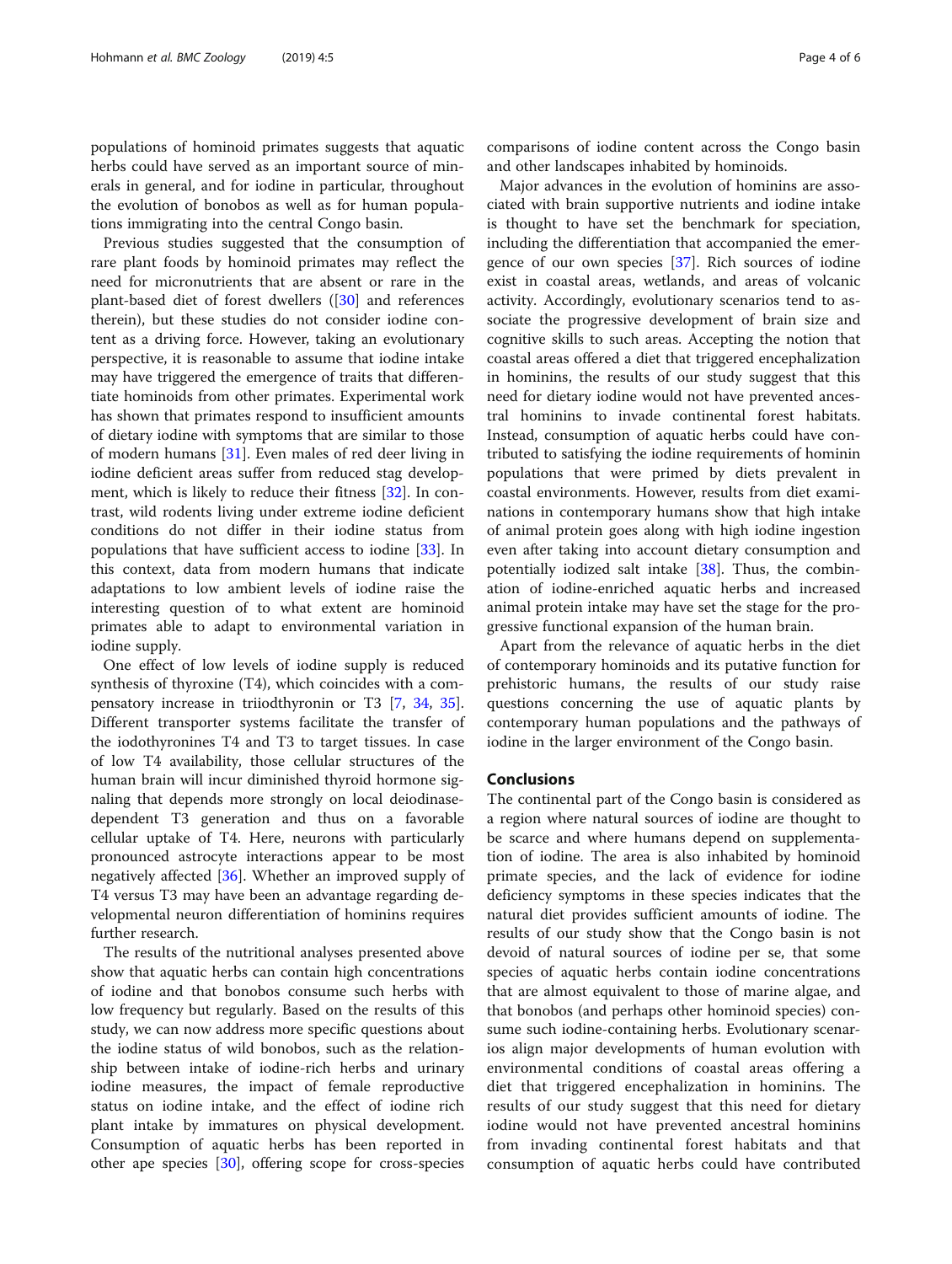populations of hominoid primates suggests that aquatic herbs could have served as an important source of minerals in general, and for iodine in particular, throughout the evolution of bonobos as well as for human populations immigrating into the central Congo basin.

Previous studies suggested that the consumption of rare plant foods by hominoid primates may reflect the need for micronutrients that are absent or rare in the plant-based diet of forest dwellers ([30] and references therein), but these studies do not consider iodine content as a driving force. However, taking an evolutionary perspective, it is reasonable to assume that iodine intake may have triggered the emergence of traits that differentiate hominoids from other primates. Experimental work has shown that primates respond to insufficient amounts of dietary iodine with symptoms that are similar to those of modern humans [31]. Even males of red deer living in iodine deficient areas suffer from reduced stag development, which is likely to reduce their fitness [32]. In contrast, wild rodents living under extreme iodine deficient conditions do not differ in their iodine status from populations that have sufficient access to iodine [33]. In this context, data from modern humans that indicate adaptations to low ambient levels of iodine raise the interesting question of to what extent are hominoid primates able to adapt to environmental variation in iodine supply.

One effect of low levels of iodine supply is reduced synthesis of thyroxine (T4), which coincides with a compensatory increase in triiodthyronin or T3 [7, 34, 35]. Different transporter systems facilitate the transfer of the iodothyronines T4 and T3 to target tissues. In case of low T4 availability, those cellular structures of the human brain will incur diminished thyroid hormone signaling that depends more strongly on local deiodinase-dependent T3 generation and thus on a favorable cellular uptake of T4. Here, neurons with particularly pronounced astrocyte interactions appear to be most negatively affected [36]. Whether an improved supply of T4 versus T3 may have been an advantage regarding developmental neuron differentiation of hominins requires further research.

The results of the nutritional analyses presented above show that aquatic herbs can contain high concentrations of iodine and that bonobos consume such herbs with low frequency but regularly. Based on the results of this study, we can now address more specific questions about the iodine status of wild bonobos, such as the relationship between intake of iodine-rich herbs and urinary iodine measures, the impact of female reproductive status on iodine intake, and the effect of iodine rich plant intake by immatures on physical development. Consumption of aquatic herbs has been reported in other ape species [30], offering scope for cross-species comparisons of iodine content across the Congo basin and other landscapes inhabited by hominoids.

Major advances in the evolution of hominins are associated with brain supportive nutrients and iodine intake is thought to have set the benchmark for speciation, including the differentiation that accompanied the emergence of our own species [37]. Rich sources of iodine exist in coastal areas, wetlands, and areas of volcanic activity. Accordingly, evolutionary scenarios tend to associate the progressive development of brain size and cognitive skills to such areas. Accepting the notion that coastal areas offered a diet that triggered encephalization in hominins, the results of our study suggest that this need for dietary iodine would not have prevented ancestral hominins to invade continental forest habitats. Instead, consumption of aquatic herbs could have contributed to satisfying the iodine requirements of hominin populations that were primed by diets prevalent in coastal environments. However, results from diet examinations in contemporary humans show that high intake of animal protein goes along with high iodine ingestion even after taking into account dietary consumption and potentially iodized salt intake [38]. Thus, the combination of iodine-enriched aquatic herbs and increased animal protein intake may have set the stage for the progressive functional expansion of the human brain.

Apart from the relevance of aquatic herbs in the diet of contemporary hominoids and its putative function for prehistoric humans, the results of our study raise questions concerning the use of aquatic plants by contemporary human populations and the pathways of iodine in the larger environment of the Congo basin.

## Conclusions

The continental part of the Congo basin is considered as a region where natural sources of iodine are thought to be scarce and where humans depend on supplementation of iodine. The area is also inhabited by hominoid primate species, and the lack of evidence for iodine deficiency symptoms in these species indicates that the natural diet provides sufficient amounts of iodine. The results of our study show that the Congo basin is not devoid of natural sources of iodine per se, that some species of aquatic herbs contain iodine concentrations that are almost equivalent to those of marine algae, and that bonobos (and perhaps other hominoid species) consume such iodine-containing herbs. Evolutionary scenarios align major developments of human evolution with environmental conditions of coastal areas offering a diet that triggered encephalization in hominins. The results of our study suggest that this need for dietary iodine would not have prevented ancestral hominins from invading continental forest habitats and that consumption of aquatic herbs could have contributed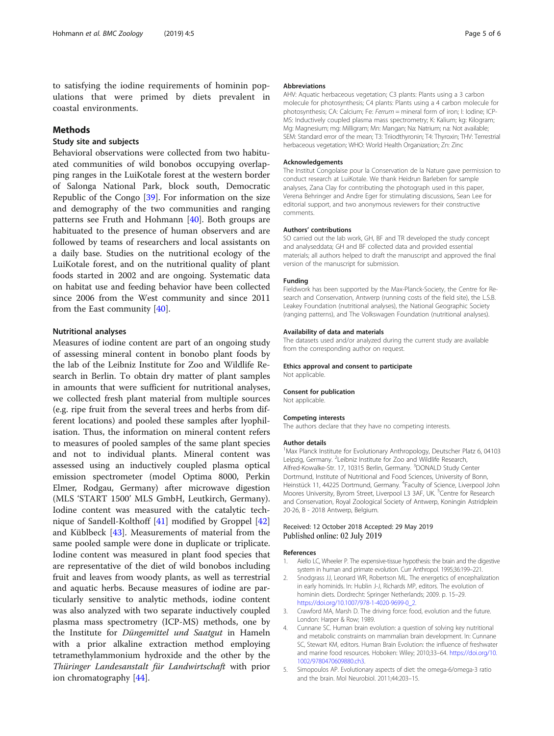to satisfying the iodine requirements of hominin populations that were primed by diets prevalent in coastal environments.

## Methods

### Study site and subjects

Behavioral observations were collected from two habituated communities of wild bonobos occupying overlapping ranges in the LuiKotale forest at the western border of Salonga National Park, block south, Democratic Republic of the Congo [39]. For information on the size and demography of the two communities and ranging patterns see Fruth and Hohmann [40]. Both groups are habituated to the presence of human observers and are followed by teams of researchers and local assistants on a daily base. Studies on the nutritional ecology of the LuiKotale forest, and on the nutritional quality of plant foods started in 2002 and are ongoing. Systematic data on habitat use and feeding behavior have been collected since 2006 from the West community and since 2011 from the East community [40].

### Nutritional analyses

Measures of iodine content are part of an ongoing study of assessing mineral content in bonobo plant foods by the lab of the Leibniz Institute for Zoo and Wildlife Research in Berlin. To obtain dry matter of plant samples in amounts that were sufficient for nutritional analyses, we collected fresh plant material from multiple sources (e.g. ripe fruit from the several trees and herbs from different locations) and pooled these samples after lyophilisation. Thus, the information on mineral content refers to measures of pooled samples of the same plant species and not to individual plants. Mineral content was assessed using an inductively coupled plasma optical emission spectrometer (model Optima 8000, Perkin Elmer, Rodgau, Germany) after microwave digestion (MLS 'START 1500' MLS GmbH, Leutkirch, Germany). Iodine content was measured with the catalytic technique of Sandell-Kolthoff [41] modified by Groppel [42] and Küblbeck [43]. Measurements of material from the same pooled sample were done in duplicate or triplicate. Iodine content was measured in plant food species that are representative of the diet of wild bonobos including fruit and leaves from woody plants, as well as terrestrial and aquatic herbs. Because measures of iodine are particularly sensitive to analytic methods, iodine content was also analyzed with two separate inductively coupled plasma mass spectrometry (ICP-MS) methods, one by the Institute for *Düngemittel und Saatgut* in Hameln with a prior alkaline extraction method employing tetramethylammonium hydroxide and the other by the *Thüringer Landesanstalt für Landwirtschaft* with prior ion chromatography [44].

#### Abbreviations

AHV: Aquatic herbaceous vegetation; C3 plants: Plants using a 3 carbon molecule for photosynthesis; C4 plants: Plants using a 4 carbon molecule for photosynthesis; CA: Calcium; Fe: *Ferrum* = mineral form of iron; I: Iodine; ICP-MS: Inductively coupled plasma mass spectrometry; K: Kalium; kg: Kilogram; Mg: Magnesium; mg: Milligram; Mn: Mangan; Na: Natrium; na: Not available; SEM: Standard error of the mean; T3: Triiodthyronin; T4: Thyroxin; THV: Terrestrial herbaceous vegetation; WHO: World Health Organization; Zn: Zinc

#### Acknowledgements

The Institut Congolaise pour la Conservation de la Nature gave permission to conduct research at LuiKotale. We thank Heidrun Barleben for sample analyses, Zana Clay for contributing the photograph used in this paper, Verena Behringer and Andre Eger for stimulating discussions, Sean Lee for editorial support, and two anonymous reviewers for their constructive comments.

#### Authors' contributions

SO carried out the lab work, GH, BF and TR developed the study concept and analyseddata; GH and BF collected data and provided essential materials; all authors helped to draft the manuscript and approved the final version of the manuscript for submission.

#### Funding

Fieldwork has been supported by the Max-Planck-Society, the Centre for Research and Conservation, Antwerp (running costs of the field site), the L.S.B. Leakey Foundation (nutritional analyses), the National Geographic Society (ranging patterns), and The Volkswagen Foundation (nutritional analyses).

#### Availability of data and materials

The datasets used and/or analyzed during the current study are available from the corresponding author on request.

#### Ethics approval and consent to participate

Not applicable.

#### Consent for publication

Not applicable.

#### Competing interests

The authors declare that they have no competing interests.

#### Author details

[1]Max Planck Institute for Evolutionary Anthropology, Deutscher Platz 6, 04103 Leipzig, Germany. [2]Leibniz Institute for Zoo and Wildlife Research, Alfred-Kowalke-Str. 17, 10315 Berlin, Germany. [3]DONALD Study Center Dortmund, Institute of Nutritional and Food Sciences, University of Bonn, Heinstück 11, 44225 Dortmund, Germany. [4]Faculty of Science, Liverpool John Moores University, Byrom Street, Liverpool L3 3AF, UK. [5]Centre for Research and Conservation, Royal Zoological Society of Antwerp, Koningin Astridplein 20-26, B - 2018 Antwerp, Belgium.

Received: 12 October 2018 Accepted: 29 May 2019
Published online: 02 July 2019

#### References

1. Aiello LC, Wheeler P. The expensive-tissue hypothesis: the brain and the digestive system in human and primate evolution. Curr Anthropol. 1995;36:199–221.
2. Snodgrass JJ, Leonard WR, Robertson ML. The energetics of encephalization in early hominids. In: Hublin J-J, Richards MP, editors. The evolution of hominin diets. Dordrecht: Springer Netherlands; 2009. p. 15–29. https://doi.org/10.1007/978-1-4020-9699-0_2.
3. Crawford MA, Marsh D. The driving force: food, evolution and the future. London: Harper & Row; 1989.
4. Cunnane SC. Human brain evolution: a question of solving key nutritional and metabolic constraints on mammalian brain development. In: Cunnane SC, Stewart KM, editors. Human Brain Evolution: the influence of freshwater and marine food resources. Hoboken: Wiley; 2010;33–64. https://doi.org/10.1002/9780470609880.ch3.
5. Simopoulos AP. Evolutionary aspects of diet: the omega-6/omega-3 ratio and the brain. Mol Neurobiol. 2011;44:203–15.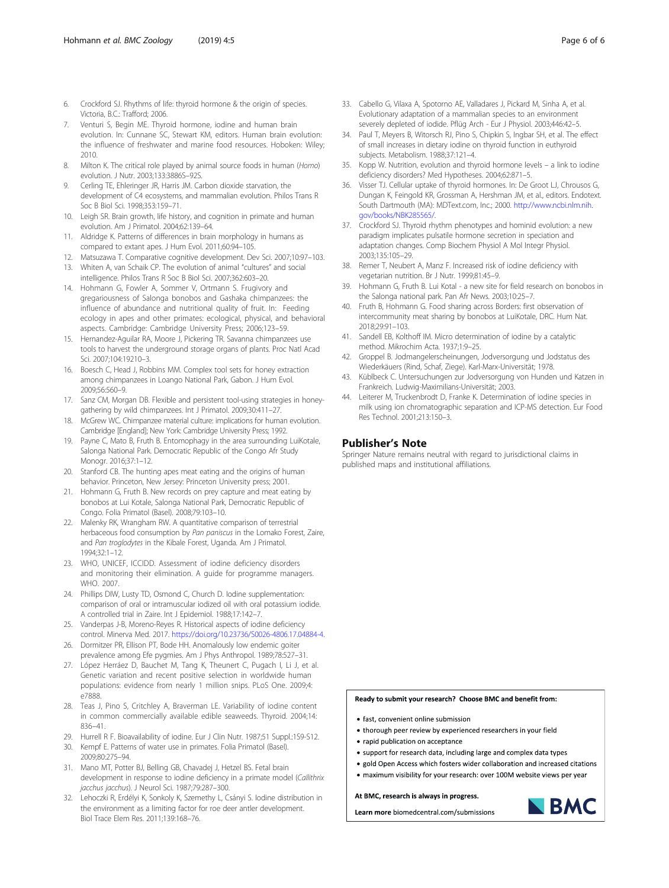6. Crockford SJ. Rhythms of life: thyroid hormone & the origin of species. Victoria, B.C.: Trafford; 2006.
7. Venturi S, Begin ME. Thyroid hormone, iodine and human brain evolution. In: Cunnane SC, Stewart KM, editors. Human brain evolution: the influence of freshwater and marine food resources. Hoboken: Wiley; 2010.
8. Milton K. The critical role played by animal source foods in human (*Homo*) evolution. J Nutr. 2003;133:3886S–92S.
9. Cerling TE, Ehleringer JR, Harris JM. Carbon dioxide starvation, the development of C4 ecosystems, and mammalian evolution. Philos Trans R Soc B Biol Sci. 1998;353:159–71.
10. Leigh SR. Brain growth, life history, and cognition in primate and human evolution. Am J Primatol. 2004;62:139–64.
11. Aldridge K. Patterns of differences in brain morphology in humans as compared to extant apes. J Hum Evol. 2011;60:94–105.
12. Matsuzawa T. Comparative cognitive development. Dev Sci. 2007;10:97–103.
13. Whiten A, van Schaik CP. The evolution of animal "cultures" and social intelligence. Philos Trans R Soc B Biol Sci. 2007;362:603–20.
14. Hohmann G, Fowler A, Sommer V, Ortmann S. Frugivory and gregariousness of Salonga bonobos and Gashaka chimpanzees: the influence of abundance and nutritional quality of fruit. In: Feeding ecology in apes and other primates: ecological, physical, and behavioral aspects. Cambridge: Cambridge University Press; 2006;123–59.
15. Hernandez-Aguilar RA, Moore J, Pickering TR. Savanna chimpanzees use tools to harvest the underground storage organs of plants. Proc Natl Acad Sci. 2007;104:19210–3.
16. Boesch C, Head J, Robbins MM. Complex tool sets for honey extraction among chimpanzees in Loango National Park, Gabon. J Hum Evol. 2009;56:560–9.
17. Sanz CM, Morgan DB. Flexible and persistent tool-using strategies in honey-gathering by wild chimpanzees. Int J Primatol. 2009;30:411–27.
18. McGrew WC. Chimpanzee material culture: implications for human evolution. Cambridge [England]; New York: Cambridge University Press; 1992.
19. Payne C, Mato B, Fruth B. Entomophagy in the area surrounding LuiKotale, Salonga National Park. Democratic Republic of the Congo Afr Study Monogr. 2016;37:1–12.
20. Stanford CB. The hunting apes meat eating and the origins of human behavior. Princeton, New Jersey: Princeton University press; 2001.
21. Hohmann G, Fruth B. New records on prey capture and meat eating by bonobos at Lui Kotale, Salonga National Park, Democratic Republic of Congo. Folia Primatol (Basel). 2008;79:103–10.
22. Malenky RK, Wrangham RW. A quantitative comparison of terrestrial herbaceous food consumption by *Pan paniscus* in the Lomako Forest, Zaire, and *Pan troglodytes* in the Kibale Forest, Uganda. Am J Primatol. 1994;32:1–12.
23. WHO, UNICEF, ICCIDD. Assessment of iodine deficiency disorders and monitoring their elimination. A guide for programme managers. WHO. 2007.
24. Phillips DIW, Lusty TD, Osmond C, Church D. Iodine supplementation: comparison of oral or intramuscular iodized oil with oral potassium iodide. A controlled trial in Zaire. Int J Epidemiol. 1988;17:142–7.
25. Vanderpas J-B, Moreno-Reyes R. Historical aspects of iodine deficiency control. Minerva Med. 2017. https://doi.org/10.23736/S0026-4806.17.04884-4.
26. Dormitzer PR, Ellison PT, Bode HH. Anomalously low endemic goiter prevalence among Efe pygmies. Am J Phys Anthropol. 1989;78:527–31.
27. López Herráez D, Bauchet M, Tang K, Theunert C, Pugach I, Li J, et al. Genetic variation and recent positive selection in worldwide human populations: evidence from nearly 1 million snips. PLoS One. 2009;4:e7888.
28. Teas J, Pino S, Critchley A, Braverman LE. Variability of iodine content in common commercially available edible seaweeds. Thyroid. 2004;14:836–41.
29. Hurrell R F. Bioavailability of iodine. Eur J Clin Nutr. 1987;51 Suppl.:1S9-S12.
30. Kempf E. Patterns of water use in primates. Folia Primatol (Basel). 2009;80:275–94.
31. Mano MT, Potter BJ, Belling GB, Chavadej J, Hetzel BS. Fetal brain development in response to iodine deficiency in a primate model (*Callithrix jacchus jacchus*). J Neurol Sci. 1987;79:287–300.
32. Lehoczki R, Erdélyi K, Sonkoly K, Szemethy L, Csányi S. Iodine distribution in the environment as a limiting factor for roe deer antler development. Biol Trace Elem Res. 2011;139:168–76.
33. Cabello G, Vilaxa A, Spotorno AE, Valladares J, Pickard M, Sinha A, et al. Evolutionary adaptation of a mammalian species to an environment severely depleted of iodide. Pflüg Arch - Eur J Physiol. 2003;446:42–5.
34. Paul T, Meyers B, Witorsch RJ, Pino S, Chipkin S, Ingbar SH, et al. The effect of small increases in dietary iodine on thyroid function in euthyroid subjects. Metabolism. 1988;37:121–4.
35. Kopp W. Nutrition, evolution and thyroid hormone levels – a link to iodine deficiency disorders? Med Hypotheses. 2004;62:871–5.
36. Visser TJ. Cellular uptake of thyroid hormones. In: De Groot LJ, Chrousos G, Dungan K, Feingold KR, Grossman A, Hershman JM, et al., editors. Endotext. South Dartmouth (MA): MDText.com, Inc.; 2000. http://www.ncbi.nlm.nih.gov/books/NBK285565/.
37. Crockford SJ. Thyroid rhythm phenotypes and hominid evolution: a new paradigm implicates pulsatile hormone secretion in speciation and adaptation changes. Comp Biochem Physiol A Mol Integr Physiol. 2003;135:105–29.
38. Remer T, Neubert A, Manz F. Increased risk of iodine deficiency with vegetarian nutrition. Br J Nutr. 1999;81:45–9.
39. Hohmann G, Fruth B. Lui Kotal - a new site for field research on bonobos in the Salonga national park. Pan Afr News. 2003;10:25–7.
40. Fruth B, Hohmann G. Food sharing across Borders: first observation of intercommunity meat sharing by bonobos at LuiKotale, DRC. Hum Nat. 2018;29:91–103.
41. Sandell EB, Kolthoff IM. Micro determination of iodine by a catalytic method. Mikrochim Acta. 1937;1:9–25.
42. Groppel B. Jodmangelerscheinungen, Jodversorgung und Jodstatus des Wiederkäuers (Rind, Schaf, Ziege). Karl-Marx-Universität; 1978.
43. Küblbeck C. Untersuchungen zur Jodversorgung von Hunden und Katzen in Frankreich. Ludwig-Maximilians-Universität; 2003.
44. Leiterer M, Truckenbrodt D, Franke K. Determination of iodine species in milk using ion chromatographic separation and ICP-MS detection. Eur Food Res Technol. 2001;213:150–3.

## Publisher's Note

Springer Nature remains neutral with regard to jurisdictional claims in published maps and institutional affiliations.

**Ready to submit your research? Choose BMC and benefit from:**

- fast, convenient online submission
- thorough peer review by experienced researchers in your field
- rapid publication on acceptance
- support for research data, including large and complex data types
- gold Open Access which fosters wider collaboration and increased citations
- maximum visibility for your research: over 100M website views per year

**At BMC, research is always in progress.**

**Learn more** biomedcentral.com/submissions

BMC